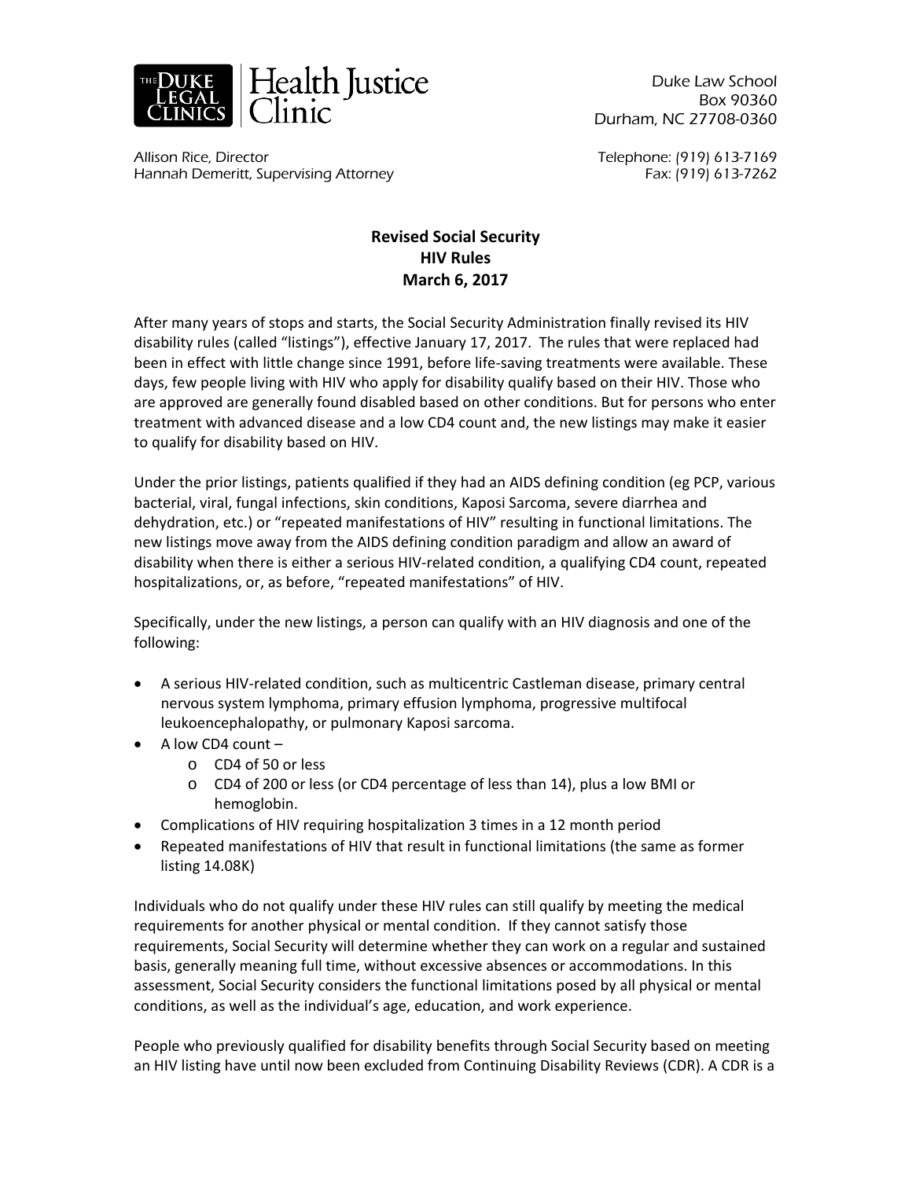**THE DUKE LEGAL CLINICS** | **Health Justice Clinic**

Duke Law School
Box 90360
Durham, NC 27708-0360

*Allison Rice, Director*
*Hannah Demeritt, Supervising Attorney*

Telephone: (919) 613-7169
Fax: (919) 613-7262

# Revised Social Security HIV Rules March 6, 2017

After many years of stops and starts, the Social Security Administration finally revised its HIV disability rules (called "listings"), effective January 17, 2017. The rules that were replaced had been in effect with little change since 1991, before life-saving treatments were available. These days, few people living with HIV who apply for disability qualify based on their HIV. Those who are approved are generally found disabled based on other conditions. But for persons who enter treatment with advanced disease and a low CD4 count and, the new listings may make it easier to qualify for disability based on HIV.

Under the prior listings, patients qualified if they had an AIDS defining condition (eg PCP, various bacterial, viral, fungal infections, skin conditions, Kaposi Sarcoma, severe diarrhea and dehydration, etc.) or "repeated manifestations of HIV" resulting in functional limitations. The new listings move away from the AIDS defining condition paradigm and allow an award of disability when there is either a serious HIV-related condition, a qualifying CD4 count, repeated hospitalizations, or, as before, "repeated manifestations" of HIV.

Specifically, under the new listings, a person can qualify with an HIV diagnosis and one of the following:

- A serious HIV-related condition, such as multicentric Castleman disease, primary central nervous system lymphoma, primary effusion lymphoma, progressive multifocal leukoencephalopathy, or pulmonary Kaposi sarcoma.
- A low CD4 count –
  - CD4 of 50 or less
  - CD4 of 200 or less (or CD4 percentage of less than 14), plus a low BMI or hemoglobin.
- Complications of HIV requiring hospitalization 3 times in a 12 month period
- Repeated manifestations of HIV that result in functional limitations (the same as former listing 14.08K)

Individuals who do not qualify under these HIV rules can still qualify by meeting the medical requirements for another physical or mental condition. If they cannot satisfy those requirements, Social Security will determine whether they can work on a regular and sustained basis, generally meaning full time, without excessive absences or accommodations. In this assessment, Social Security considers the functional limitations posed by all physical or mental conditions, as well as the individual's age, education, and work experience.

People who previously qualified for disability benefits through Social Security based on meeting an HIV listing have until now been excluded from Continuing Disability Reviews (CDR). A CDR is a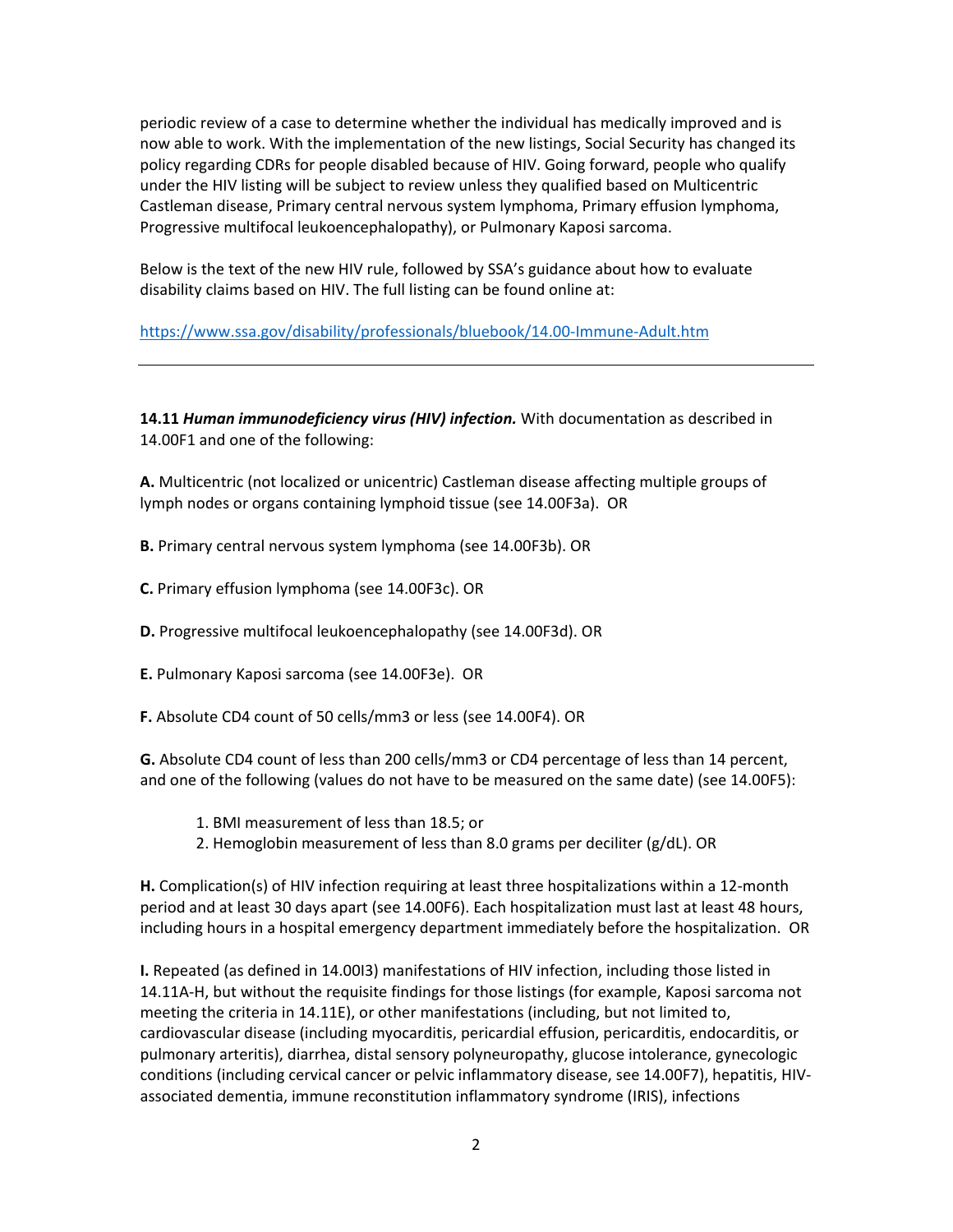periodic review of a case to determine whether the individual has medically improved and is now able to work. With the implementation of the new listings, Social Security has changed its policy regarding CDRs for people disabled because of HIV. Going forward, people who qualify under the HIV listing will be subject to review unless they qualified based on Multicentric Castleman disease, Primary central nervous system lymphoma, Primary effusion lymphoma, Progressive multifocal leukoencephalopathy), or Pulmonary Kaposi sarcoma.

Below is the text of the new HIV rule, followed by SSA's guidance about how to evaluate disability claims based on HIV. The full listing can be found online at:

https://www.ssa.gov/disability/professionals/bluebook/14.00-Immune-Adult.htm

---

**14.11** ***Human immunodeficiency virus (HIV) infection.*** With documentation as described in 14.00F1 and one of the following:

**A.** Multicentric (not localized or unicentric) Castleman disease affecting multiple groups of lymph nodes or organs containing lymphoid tissue (see 14.00F3a). OR

**B.** Primary central nervous system lymphoma (see 14.00F3b). OR

**C.** Primary effusion lymphoma (see 14.00F3c). OR

**D.** Progressive multifocal leukoencephalopathy (see 14.00F3d). OR

**E.** Pulmonary Kaposi sarcoma (see 14.00F3e). OR

**F.** Absolute CD4 count of 50 cells/mm3 or less (see 14.00F4). OR

**G.** Absolute CD4 count of less than 200 cells/mm3 or CD4 percentage of less than 14 percent, and one of the following (values do not have to be measured on the same date) (see 14.00F5):

1. BMI measurement of less than 18.5; or
2. Hemoglobin measurement of less than 8.0 grams per deciliter (g/dL). OR

**H.** Complication(s) of HIV infection requiring at least three hospitalizations within a 12-month period and at least 30 days apart (see 14.00F6). Each hospitalization must last at least 48 hours, including hours in a hospital emergency department immediately before the hospitalization. OR

**I.** Repeated (as defined in 14.00I3) manifestations of HIV infection, including those listed in 14.11A-H, but without the requisite findings for those listings (for example, Kaposi sarcoma not meeting the criteria in 14.11E), or other manifestations (including, but not limited to, cardiovascular disease (including myocarditis, pericardial effusion, pericarditis, endocarditis, or pulmonary arteritis), diarrhea, distal sensory polyneuropathy, glucose intolerance, gynecologic conditions (including cervical cancer or pelvic inflammatory disease, see 14.00F7), hepatitis, HIV-associated dementia, immune reconstitution inflammatory syndrome (IRIS), infections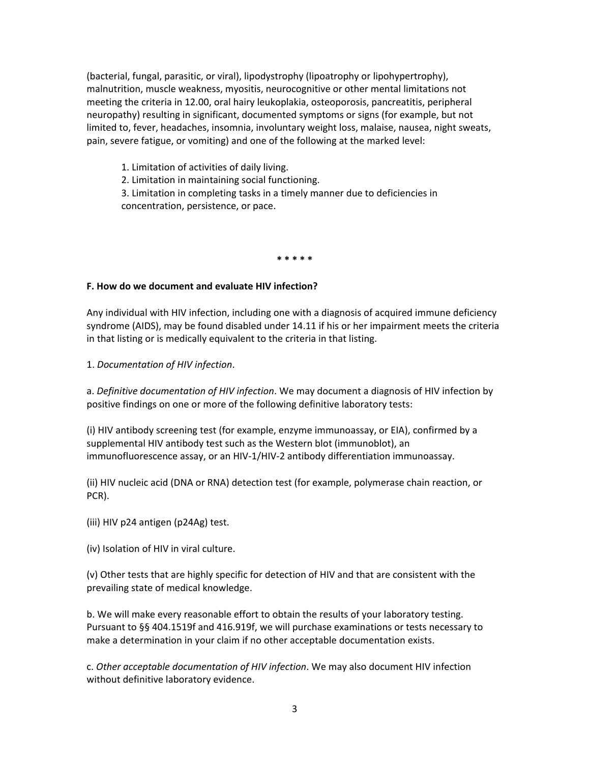(bacterial, fungal, parasitic, or viral), lipodystrophy (lipoatrophy or lipohypertrophy), malnutrition, muscle weakness, myositis, neurocognitive or other mental limitations not meeting the criteria in 12.00, oral hairy leukoplakia, osteoporosis, pancreatitis, peripheral neuropathy) resulting in significant, documented symptoms or signs (for example, but not limited to, fever, headaches, insomnia, involuntary weight loss, malaise, nausea, night sweats, pain, severe fatigue, or vomiting) and one of the following at the marked level:

1. Limitation of activities of daily living.
2. Limitation in maintaining social functioning.
3. Limitation in completing tasks in a timely manner due to deficiencies in concentration, persistence, or pace.

\* \* \* \* \*

**F. How do we document and evaluate HIV infection?**

Any individual with HIV infection, including one with a diagnosis of acquired immune deficiency syndrome (AIDS), may be found disabled under 14.11 if his or her impairment meets the criteria in that listing or is medically equivalent to the criteria in that listing.

1. *Documentation of HIV infection*.

a. *Definitive documentation of HIV infection*. We may document a diagnosis of HIV infection by positive findings on one or more of the following definitive laboratory tests:

(i) HIV antibody screening test (for example, enzyme immunoassay, or EIA), confirmed by a supplemental HIV antibody test such as the Western blot (immunoblot), an immunofluorescence assay, or an HIV-1/HIV-2 antibody differentiation immunoassay.

(ii) HIV nucleic acid (DNA or RNA) detection test (for example, polymerase chain reaction, or PCR).

(iii) HIV p24 antigen (p24Ag) test.

(iv) Isolation of HIV in viral culture.

(v) Other tests that are highly specific for detection of HIV and that are consistent with the prevailing state of medical knowledge.

b. We will make every reasonable effort to obtain the results of your laboratory testing. Pursuant to §§ 404.1519f and 416.919f, we will purchase examinations or tests necessary to make a determination in your claim if no other acceptable documentation exists.

c. *Other acceptable documentation of HIV infection*. We may also document HIV infection without definitive laboratory evidence.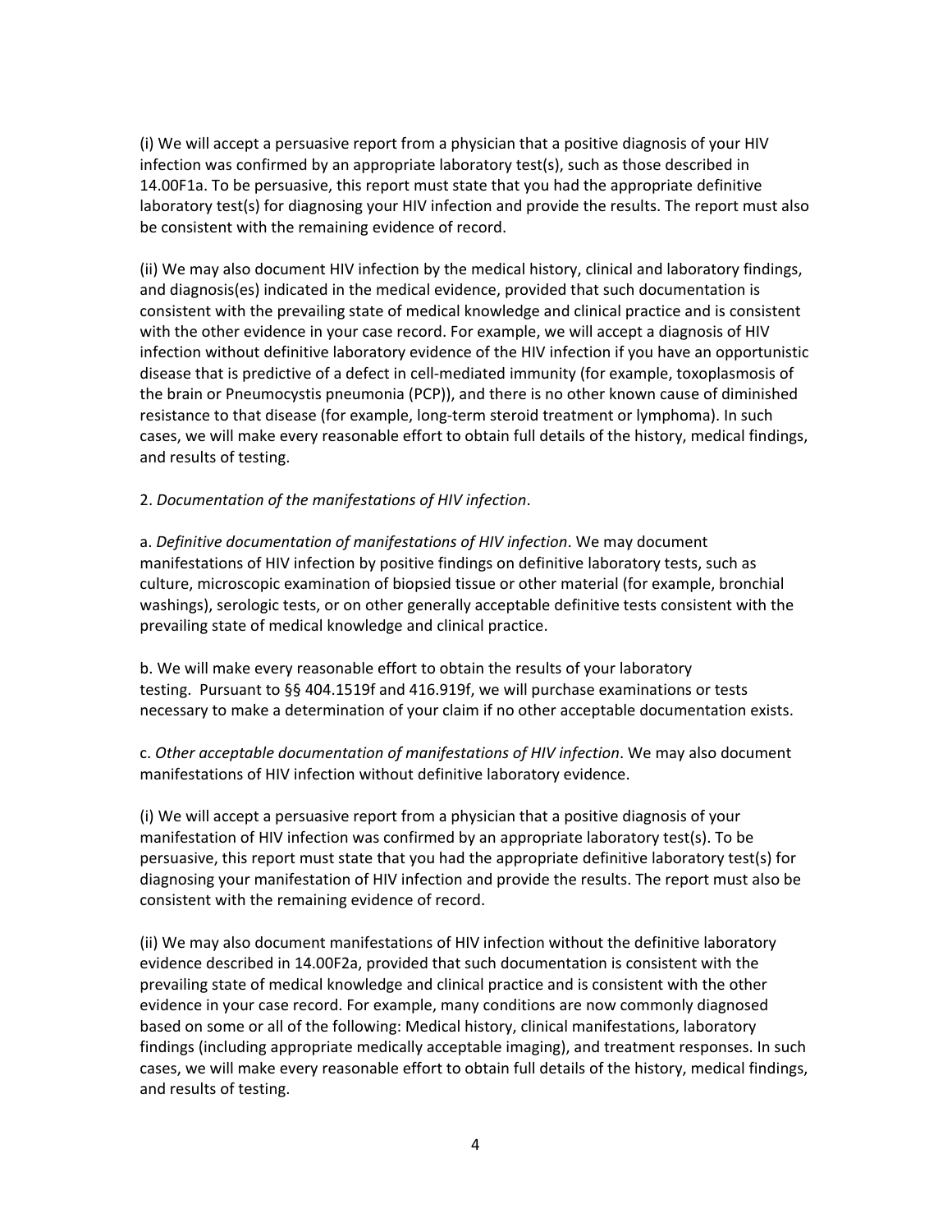(i) We will accept a persuasive report from a physician that a positive diagnosis of your HIV infection was confirmed by an appropriate laboratory test(s), such as those described in 14.00F1a. To be persuasive, this report must state that you had the appropriate definitive laboratory test(s) for diagnosing your HIV infection and provide the results. The report must also be consistent with the remaining evidence of record.

(ii) We may also document HIV infection by the medical history, clinical and laboratory findings, and diagnosis(es) indicated in the medical evidence, provided that such documentation is consistent with the prevailing state of medical knowledge and clinical practice and is consistent with the other evidence in your case record. For example, we will accept a diagnosis of HIV infection without definitive laboratory evidence of the HIV infection if you have an opportunistic disease that is predictive of a defect in cell-mediated immunity (for example, toxoplasmosis of the brain or Pneumocystis pneumonia (PCP)), and there is no other known cause of diminished resistance to that disease (for example, long-term steroid treatment or lymphoma). In such cases, we will make every reasonable effort to obtain full details of the history, medical findings, and results of testing.

2. *Documentation of the manifestations of HIV infection*.

a. *Definitive documentation of manifestations of HIV infection*. We may document manifestations of HIV infection by positive findings on definitive laboratory tests, such as culture, microscopic examination of biopsied tissue or other material (for example, bronchial washings), serologic tests, or on other generally acceptable definitive tests consistent with the prevailing state of medical knowledge and clinical practice.

b. We will make every reasonable effort to obtain the results of your laboratory testing. Pursuant to §§ 404.1519f and 416.919f, we will purchase examinations or tests necessary to make a determination of your claim if no other acceptable documentation exists.

c. *Other acceptable documentation of manifestations of HIV infection*. We may also document manifestations of HIV infection without definitive laboratory evidence.

(i) We will accept a persuasive report from a physician that a positive diagnosis of your manifestation of HIV infection was confirmed by an appropriate laboratory test(s). To be persuasive, this report must state that you had the appropriate definitive laboratory test(s) for diagnosing your manifestation of HIV infection and provide the results. The report must also be consistent with the remaining evidence of record.

(ii) We may also document manifestations of HIV infection without the definitive laboratory evidence described in 14.00F2a, provided that such documentation is consistent with the prevailing state of medical knowledge and clinical practice and is consistent with the other evidence in your case record. For example, many conditions are now commonly diagnosed based on some or all of the following: Medical history, clinical manifestations, laboratory findings (including appropriate medically acceptable imaging), and treatment responses. In such cases, we will make every reasonable effort to obtain full details of the history, medical findings, and results of testing.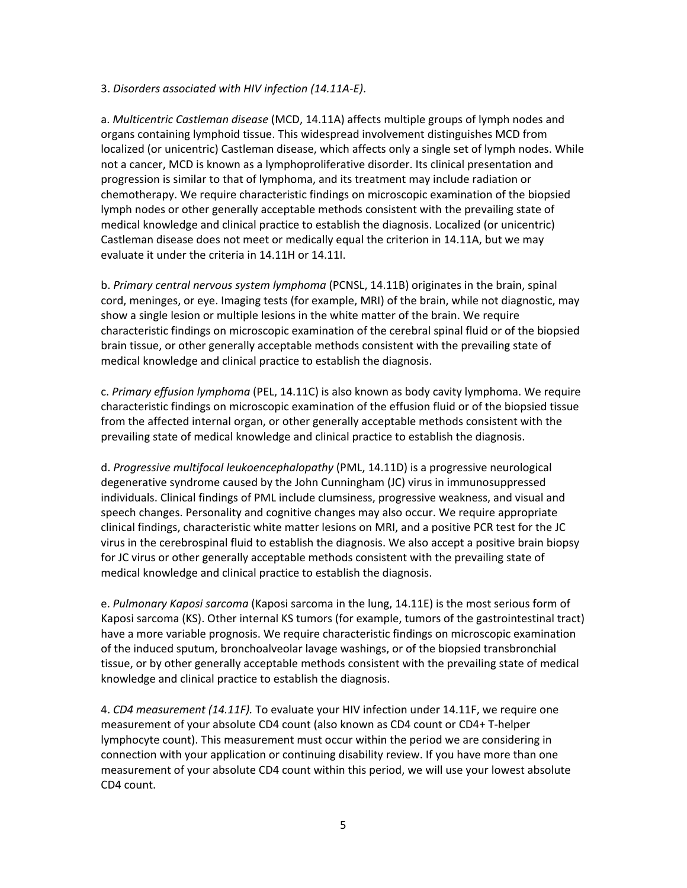3. *Disorders associated with HIV infection (14.11A-E)*.

a. *Multicentric Castleman disease* (MCD, 14.11A) affects multiple groups of lymph nodes and organs containing lymphoid tissue. This widespread involvement distinguishes MCD from localized (or unicentric) Castleman disease, which affects only a single set of lymph nodes. While not a cancer, MCD is known as a lymphoproliferative disorder. Its clinical presentation and progression is similar to that of lymphoma, and its treatment may include radiation or chemotherapy. We require characteristic findings on microscopic examination of the biopsied lymph nodes or other generally acceptable methods consistent with the prevailing state of medical knowledge and clinical practice to establish the diagnosis. Localized (or unicentric) Castleman disease does not meet or medically equal the criterion in 14.11A, but we may evaluate it under the criteria in 14.11H or 14.11I.

b. *Primary central nervous system lymphoma* (PCNSL, 14.11B) originates in the brain, spinal cord, meninges, or eye. Imaging tests (for example, MRI) of the brain, while not diagnostic, may show a single lesion or multiple lesions in the white matter of the brain. We require characteristic findings on microscopic examination of the cerebral spinal fluid or of the biopsied brain tissue, or other generally acceptable methods consistent with the prevailing state of medical knowledge and clinical practice to establish the diagnosis.

c. *Primary effusion lymphoma* (PEL, 14.11C) is also known as body cavity lymphoma. We require characteristic findings on microscopic examination of the effusion fluid or of the biopsied tissue from the affected internal organ, or other generally acceptable methods consistent with the prevailing state of medical knowledge and clinical practice to establish the diagnosis.

d. *Progressive multifocal leukoencephalopathy* (PML, 14.11D) is a progressive neurological degenerative syndrome caused by the John Cunningham (JC) virus in immunosuppressed individuals. Clinical findings of PML include clumsiness, progressive weakness, and visual and speech changes. Personality and cognitive changes may also occur. We require appropriate clinical findings, characteristic white matter lesions on MRI, and a positive PCR test for the JC virus in the cerebrospinal fluid to establish the diagnosis. We also accept a positive brain biopsy for JC virus or other generally acceptable methods consistent with the prevailing state of medical knowledge and clinical practice to establish the diagnosis.

e. *Pulmonary Kaposi sarcoma* (Kaposi sarcoma in the lung, 14.11E) is the most serious form of Kaposi sarcoma (KS). Other internal KS tumors (for example, tumors of the gastrointestinal tract) have a more variable prognosis. We require characteristic findings on microscopic examination of the induced sputum, bronchoalveolar lavage washings, or of the biopsied transbronchial tissue, or by other generally acceptable methods consistent with the prevailing state of medical knowledge and clinical practice to establish the diagnosis.

4. *CD4 measurement (14.11F).* To evaluate your HIV infection under 14.11F, we require one measurement of your absolute CD4 count (also known as CD4 count or CD4+ T-helper lymphocyte count). This measurement must occur within the period we are considering in connection with your application or continuing disability review. If you have more than one measurement of your absolute CD4 count within this period, we will use your lowest absolute CD4 count.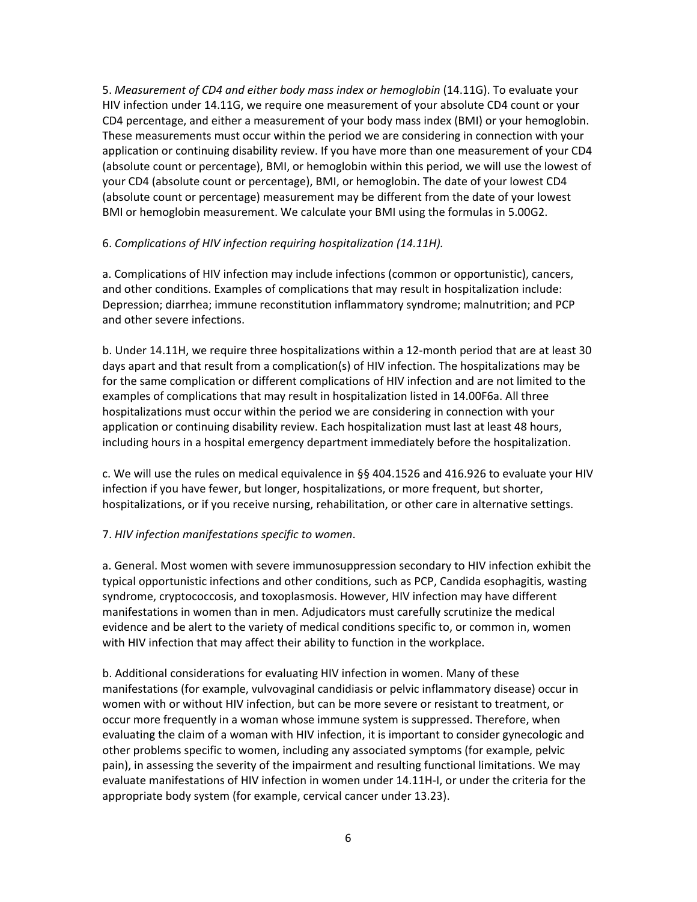5. *Measurement of CD4 and either body mass index or hemoglobin* (14.11G). To evaluate your HIV infection under 14.11G, we require one measurement of your absolute CD4 count or your CD4 percentage, and either a measurement of your body mass index (BMI) or your hemoglobin. These measurements must occur within the period we are considering in connection with your application or continuing disability review. If you have more than one measurement of your CD4 (absolute count or percentage), BMI, or hemoglobin within this period, we will use the lowest of your CD4 (absolute count or percentage), BMI, or hemoglobin. The date of your lowest CD4 (absolute count or percentage) measurement may be different from the date of your lowest BMI or hemoglobin measurement. We calculate your BMI using the formulas in 5.00G2.

6. *Complications of HIV infection requiring hospitalization (14.11H).*

a. Complications of HIV infection may include infections (common or opportunistic), cancers, and other conditions. Examples of complications that may result in hospitalization include: Depression; diarrhea; immune reconstitution inflammatory syndrome; malnutrition; and PCP and other severe infections.

b. Under 14.11H, we require three hospitalizations within a 12-month period that are at least 30 days apart and that result from a complication(s) of HIV infection. The hospitalizations may be for the same complication or different complications of HIV infection and are not limited to the examples of complications that may result in hospitalization listed in 14.00F6a. All three hospitalizations must occur within the period we are considering in connection with your application or continuing disability review. Each hospitalization must last at least 48 hours, including hours in a hospital emergency department immediately before the hospitalization.

c. We will use the rules on medical equivalence in §§ 404.1526 and 416.926 to evaluate your HIV infection if you have fewer, but longer, hospitalizations, or more frequent, but shorter, hospitalizations, or if you receive nursing, rehabilitation, or other care in alternative settings.

7. *HIV infection manifestations specific to women*.

a. General. Most women with severe immunosuppression secondary to HIV infection exhibit the typical opportunistic infections and other conditions, such as PCP, Candida esophagitis, wasting syndrome, cryptococcosis, and toxoplasmosis. However, HIV infection may have different manifestations in women than in men. Adjudicators must carefully scrutinize the medical evidence and be alert to the variety of medical conditions specific to, or common in, women with HIV infection that may affect their ability to function in the workplace.

b. Additional considerations for evaluating HIV infection in women. Many of these manifestations (for example, vulvovaginal candidiasis or pelvic inflammatory disease) occur in women with or without HIV infection, but can be more severe or resistant to treatment, or occur more frequently in a woman whose immune system is suppressed. Therefore, when evaluating the claim of a woman with HIV infection, it is important to consider gynecologic and other problems specific to women, including any associated symptoms (for example, pelvic pain), in assessing the severity of the impairment and resulting functional limitations. We may evaluate manifestations of HIV infection in women under 14.11H-I, or under the criteria for the appropriate body system (for example, cervical cancer under 13.23).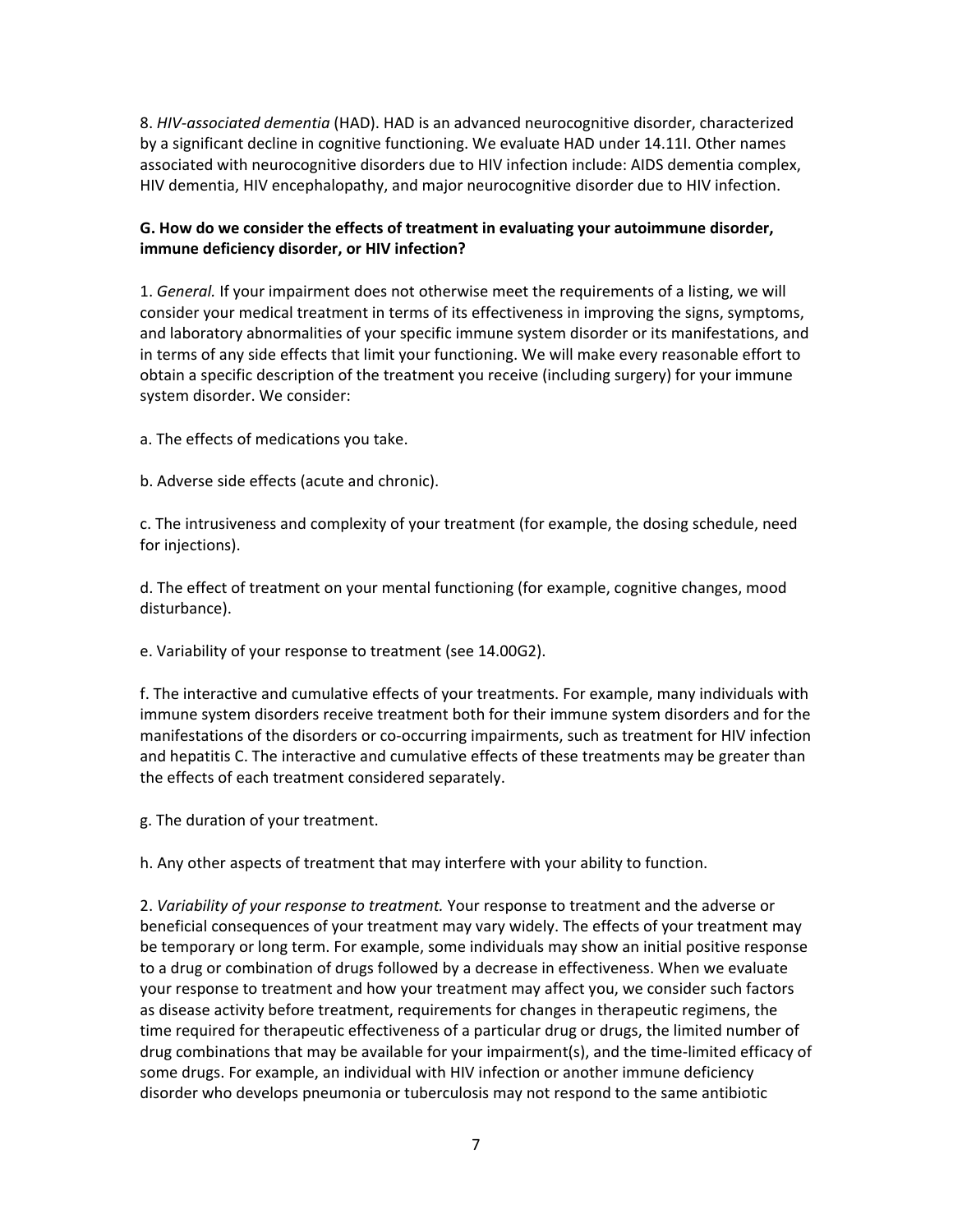8. *HIV-associated dementia* (HAD). HAD is an advanced neurocognitive disorder, characterized by a significant decline in cognitive functioning. We evaluate HAD under 14.11I. Other names associated with neurocognitive disorders due to HIV infection include: AIDS dementia complex, HIV dementia, HIV encephalopathy, and major neurocognitive disorder due to HIV infection.

**G. How do we consider the effects of treatment in evaluating your autoimmune disorder, immune deficiency disorder, or HIV infection?**

1. *General.* If your impairment does not otherwise meet the requirements of a listing, we will consider your medical treatment in terms of its effectiveness in improving the signs, symptoms, and laboratory abnormalities of your specific immune system disorder or its manifestations, and in terms of any side effects that limit your functioning. We will make every reasonable effort to obtain a specific description of the treatment you receive (including surgery) for your immune system disorder. We consider:

a. The effects of medications you take.

b. Adverse side effects (acute and chronic).

c. The intrusiveness and complexity of your treatment (for example, the dosing schedule, need for injections).

d. The effect of treatment on your mental functioning (for example, cognitive changes, mood disturbance).

e. Variability of your response to treatment (see 14.00G2).

f. The interactive and cumulative effects of your treatments. For example, many individuals with immune system disorders receive treatment both for their immune system disorders and for the manifestations of the disorders or co-occurring impairments, such as treatment for HIV infection and hepatitis C. The interactive and cumulative effects of these treatments may be greater than the effects of each treatment considered separately.

g. The duration of your treatment.

h. Any other aspects of treatment that may interfere with your ability to function.

2. *Variability of your response to treatment.* Your response to treatment and the adverse or beneficial consequences of your treatment may vary widely. The effects of your treatment may be temporary or long term. For example, some individuals may show an initial positive response to a drug or combination of drugs followed by a decrease in effectiveness. When we evaluate your response to treatment and how your treatment may affect you, we consider such factors as disease activity before treatment, requirements for changes in therapeutic regimens, the time required for therapeutic effectiveness of a particular drug or drugs, the limited number of drug combinations that may be available for your impairment(s), and the time-limited efficacy of some drugs. For example, an individual with HIV infection or another immune deficiency disorder who develops pneumonia or tuberculosis may not respond to the same antibiotic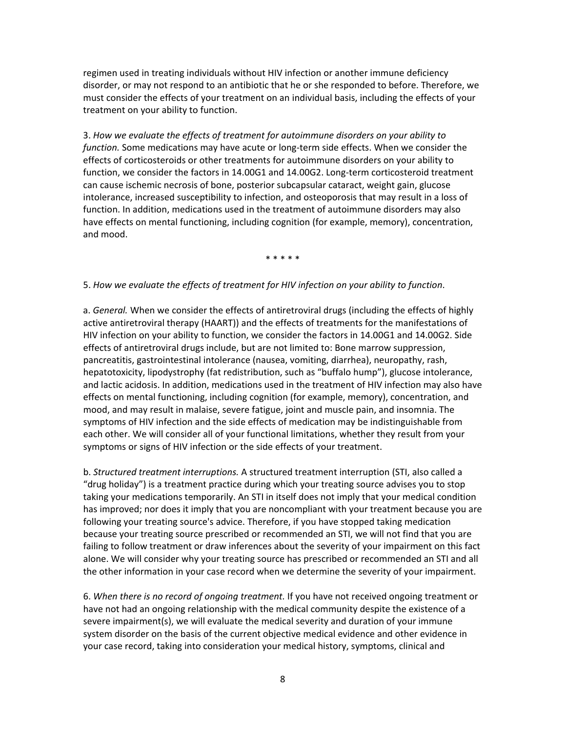regimen used in treating individuals without HIV infection or another immune deficiency disorder, or may not respond to an antibiotic that he or she responded to before. Therefore, we must consider the effects of your treatment on an individual basis, including the effects of your treatment on your ability to function.

3. *How we evaluate the effects of treatment for autoimmune disorders on your ability to function.* Some medications may have acute or long-term side effects. When we consider the effects of corticosteroids or other treatments for autoimmune disorders on your ability to function, we consider the factors in 14.00G1 and 14.00G2. Long-term corticosteroid treatment can cause ischemic necrosis of bone, posterior subcapsular cataract, weight gain, glucose intolerance, increased susceptibility to infection, and osteoporosis that may result in a loss of function. In addition, medications used in the treatment of autoimmune disorders may also have effects on mental functioning, including cognition (for example, memory), concentration, and mood.

\* \* \* \* \*

5. *How we evaluate the effects of treatment for HIV infection on your ability to function*.

a. *General.* When we consider the effects of antiretroviral drugs (including the effects of highly active antiretroviral therapy (HAART)) and the effects of treatments for the manifestations of HIV infection on your ability to function, we consider the factors in 14.00G1 and 14.00G2. Side effects of antiretroviral drugs include, but are not limited to: Bone marrow suppression, pancreatitis, gastrointestinal intolerance (nausea, vomiting, diarrhea), neuropathy, rash, hepatotoxicity, lipodystrophy (fat redistribution, such as "buffalo hump"), glucose intolerance, and lactic acidosis. In addition, medications used in the treatment of HIV infection may also have effects on mental functioning, including cognition (for example, memory), concentration, and mood, and may result in malaise, severe fatigue, joint and muscle pain, and insomnia. The symptoms of HIV infection and the side effects of medication may be indistinguishable from each other. We will consider all of your functional limitations, whether they result from your symptoms or signs of HIV infection or the side effects of your treatment.

b. *Structured treatment interruptions.* A structured treatment interruption (STI, also called a "drug holiday") is a treatment practice during which your treating source advises you to stop taking your medications temporarily. An STI in itself does not imply that your medical condition has improved; nor does it imply that you are noncompliant with your treatment because you are following your treating source's advice. Therefore, if you have stopped taking medication because your treating source prescribed or recommended an STI, we will not find that you are failing to follow treatment or draw inferences about the severity of your impairment on this fact alone. We will consider why your treating source has prescribed or recommended an STI and all the other information in your case record when we determine the severity of your impairment.

6. *When there is no record of ongoing treatment.* If you have not received ongoing treatment or have not had an ongoing relationship with the medical community despite the existence of a severe impairment(s), we will evaluate the medical severity and duration of your immune system disorder on the basis of the current objective medical evidence and other evidence in your case record, taking into consideration your medical history, symptoms, clinical and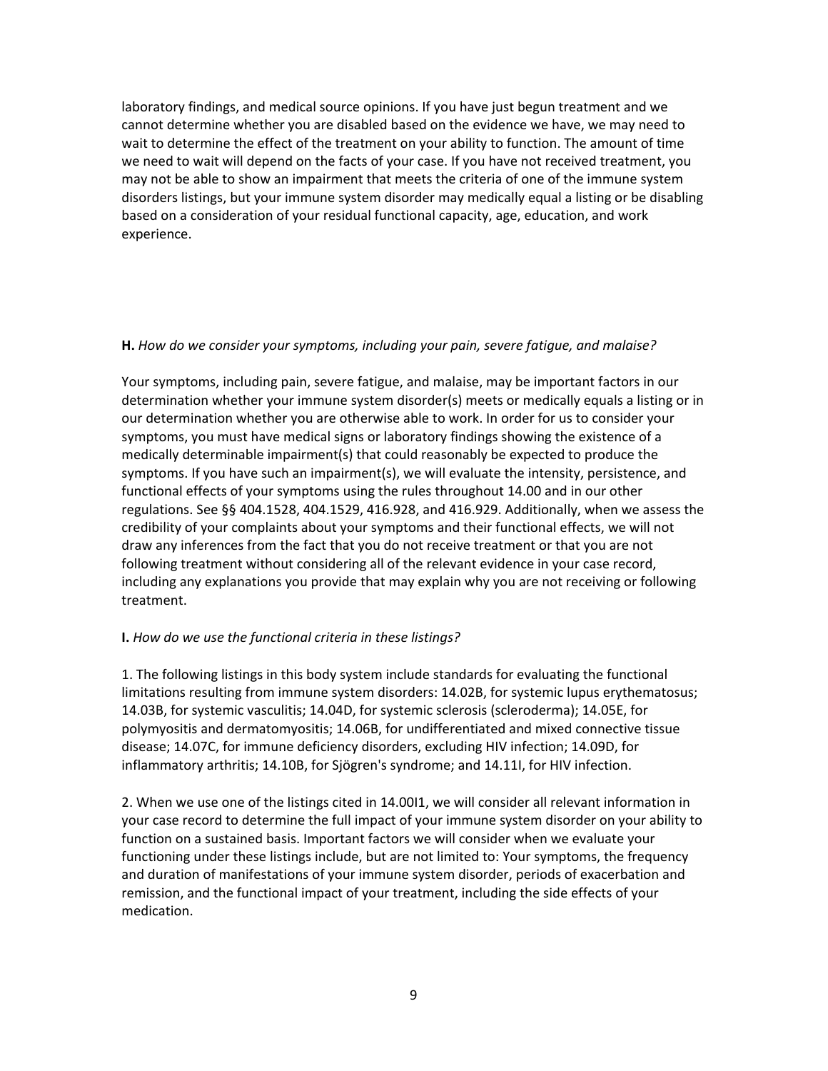laboratory findings, and medical source opinions. If you have just begun treatment and we cannot determine whether you are disabled based on the evidence we have, we may need to wait to determine the effect of the treatment on your ability to function. The amount of time we need to wait will depend on the facts of your case. If you have not received treatment, you may not be able to show an impairment that meets the criteria of one of the immune system disorders listings, but your immune system disorder may medically equal a listing or be disabling based on a consideration of your residual functional capacity, age, education, and work experience.

**H.** *How do we consider your symptoms, including your pain, severe fatigue, and malaise?*

Your symptoms, including pain, severe fatigue, and malaise, may be important factors in our determination whether your immune system disorder(s) meets or medically equals a listing or in our determination whether you are otherwise able to work. In order for us to consider your symptoms, you must have medical signs or laboratory findings showing the existence of a medically determinable impairment(s) that could reasonably be expected to produce the symptoms. If you have such an impairment(s), we will evaluate the intensity, persistence, and functional effects of your symptoms using the rules throughout 14.00 and in our other regulations. See §§ 404.1528, 404.1529, 416.928, and 416.929. Additionally, when we assess the credibility of your complaints about your symptoms and their functional effects, we will not draw any inferences from the fact that you do not receive treatment or that you are not following treatment without considering all of the relevant evidence in your case record, including any explanations you provide that may explain why you are not receiving or following treatment.

**I.** *How do we use the functional criteria in these listings?*

1. The following listings in this body system include standards for evaluating the functional limitations resulting from immune system disorders: 14.02B, for systemic lupus erythematosus; 14.03B, for systemic vasculitis; 14.04D, for systemic sclerosis (scleroderma); 14.05E, for polymyositis and dermatomyositis; 14.06B, for undifferentiated and mixed connective tissue disease; 14.07C, for immune deficiency disorders, excluding HIV infection; 14.09D, for inflammatory arthritis; 14.10B, for Sjögren's syndrome; and 14.11I, for HIV infection.

2. When we use one of the listings cited in 14.00I1, we will consider all relevant information in your case record to determine the full impact of your immune system disorder on your ability to function on a sustained basis. Important factors we will consider when we evaluate your functioning under these listings include, but are not limited to: Your symptoms, the frequency and duration of manifestations of your immune system disorder, periods of exacerbation and remission, and the functional impact of your treatment, including the side effects of your medication.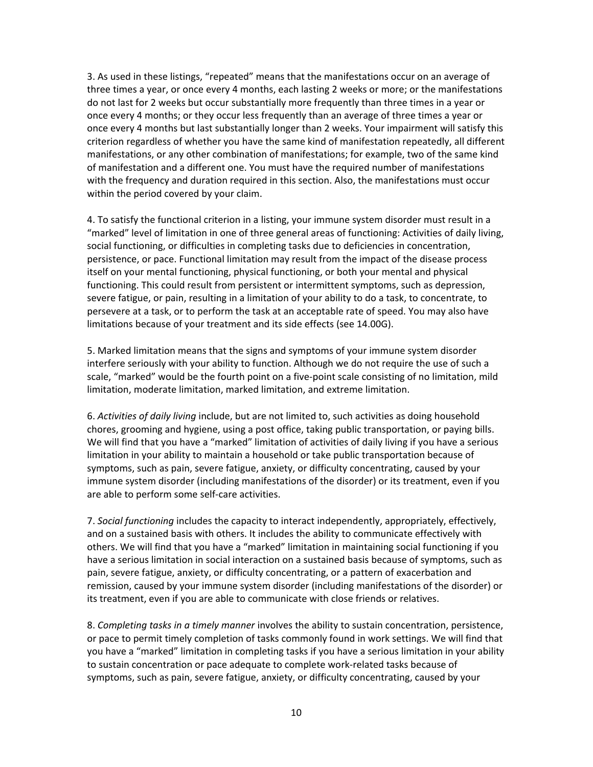3. As used in these listings, “repeated” means that the manifestations occur on an average of three times a year, or once every 4 months, each lasting 2 weeks or more; or the manifestations do not last for 2 weeks but occur substantially more frequently than three times in a year or once every 4 months; or they occur less frequently than an average of three times a year or once every 4 months but last substantially longer than 2 weeks. Your impairment will satisfy this criterion regardless of whether you have the same kind of manifestation repeatedly, all different manifestations, or any other combination of manifestations; for example, two of the same kind of manifestation and a different one. You must have the required number of manifestations with the frequency and duration required in this section. Also, the manifestations must occur within the period covered by your claim.

4. To satisfy the functional criterion in a listing, your immune system disorder must result in a “marked” level of limitation in one of three general areas of functioning: Activities of daily living, social functioning, or difficulties in completing tasks due to deficiencies in concentration, persistence, or pace. Functional limitation may result from the impact of the disease process itself on your mental functioning, physical functioning, or both your mental and physical functioning. This could result from persistent or intermittent symptoms, such as depression, severe fatigue, or pain, resulting in a limitation of your ability to do a task, to concentrate, to persevere at a task, or to perform the task at an acceptable rate of speed. You may also have limitations because of your treatment and its side effects (see 14.00G).

5. Marked limitation means that the signs and symptoms of your immune system disorder interfere seriously with your ability to function. Although we do not require the use of such a scale, “marked” would be the fourth point on a five-point scale consisting of no limitation, mild limitation, moderate limitation, marked limitation, and extreme limitation.

6. *Activities of daily living* include, but are not limited to, such activities as doing household chores, grooming and hygiene, using a post office, taking public transportation, or paying bills. We will find that you have a “marked” limitation of activities of daily living if you have a serious limitation in your ability to maintain a household or take public transportation because of symptoms, such as pain, severe fatigue, anxiety, or difficulty concentrating, caused by your immune system disorder (including manifestations of the disorder) or its treatment, even if you are able to perform some self-care activities.

7. *Social functioning* includes the capacity to interact independently, appropriately, effectively, and on a sustained basis with others. It includes the ability to communicate effectively with others. We will find that you have a “marked” limitation in maintaining social functioning if you have a serious limitation in social interaction on a sustained basis because of symptoms, such as pain, severe fatigue, anxiety, or difficulty concentrating, or a pattern of exacerbation and remission, caused by your immune system disorder (including manifestations of the disorder) or its treatment, even if you are able to communicate with close friends or relatives.

8. *Completing tasks in a timely manner* involves the ability to sustain concentration, persistence, or pace to permit timely completion of tasks commonly found in work settings. We will find that you have a “marked” limitation in completing tasks if you have a serious limitation in your ability to sustain concentration or pace adequate to complete work-related tasks because of symptoms, such as pain, severe fatigue, anxiety, or difficulty concentrating, caused by your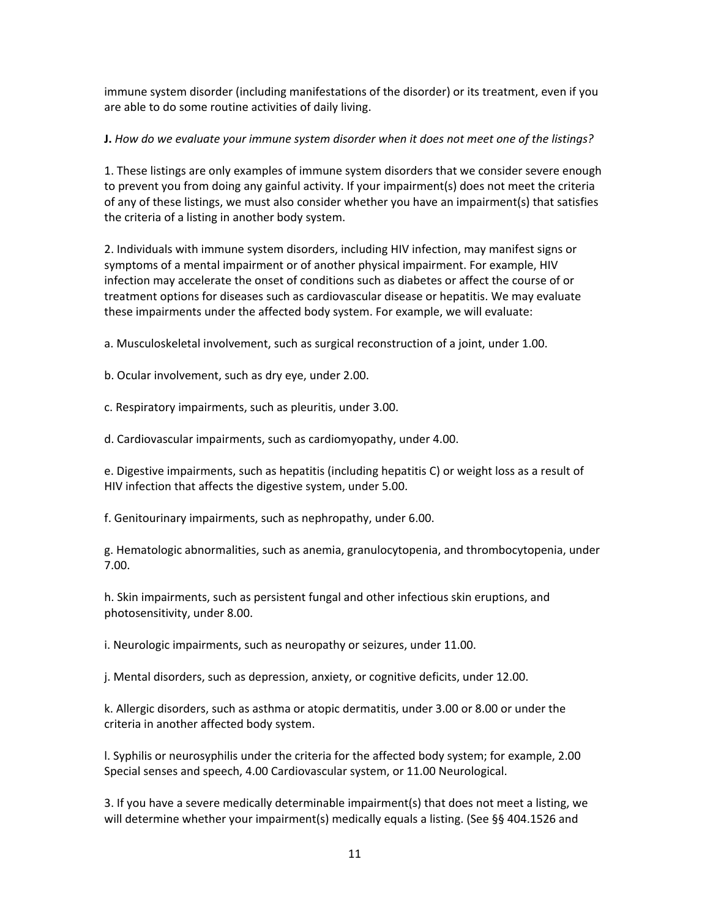immune system disorder (including manifestations of the disorder) or its treatment, even if you are able to do some routine activities of daily living.

**J.** *How do we evaluate your immune system disorder when it does not meet one of the listings?*

1. These listings are only examples of immune system disorders that we consider severe enough to prevent you from doing any gainful activity. If your impairment(s) does not meet the criteria of any of these listings, we must also consider whether you have an impairment(s) that satisfies the criteria of a listing in another body system.

2. Individuals with immune system disorders, including HIV infection, may manifest signs or symptoms of a mental impairment or of another physical impairment. For example, HIV infection may accelerate the onset of conditions such as diabetes or affect the course of or treatment options for diseases such as cardiovascular disease or hepatitis. We may evaluate these impairments under the affected body system. For example, we will evaluate:

a. Musculoskeletal involvement, such as surgical reconstruction of a joint, under 1.00.

b. Ocular involvement, such as dry eye, under 2.00.

c. Respiratory impairments, such as pleuritis, under 3.00.

d. Cardiovascular impairments, such as cardiomyopathy, under 4.00.

e. Digestive impairments, such as hepatitis (including hepatitis C) or weight loss as a result of HIV infection that affects the digestive system, under 5.00.

f. Genitourinary impairments, such as nephropathy, under 6.00.

g. Hematologic abnormalities, such as anemia, granulocytopenia, and thrombocytopenia, under 7.00.

h. Skin impairments, such as persistent fungal and other infectious skin eruptions, and photosensitivity, under 8.00.

i. Neurologic impairments, such as neuropathy or seizures, under 11.00.

j. Mental disorders, such as depression, anxiety, or cognitive deficits, under 12.00.

k. Allergic disorders, such as asthma or atopic dermatitis, under 3.00 or 8.00 or under the criteria in another affected body system.

l. Syphilis or neurosyphilis under the criteria for the affected body system; for example, 2.00 Special senses and speech, 4.00 Cardiovascular system, or 11.00 Neurological.

3. If you have a severe medically determinable impairment(s) that does not meet a listing, we will determine whether your impairment(s) medically equals a listing. (See §§ 404.1526 and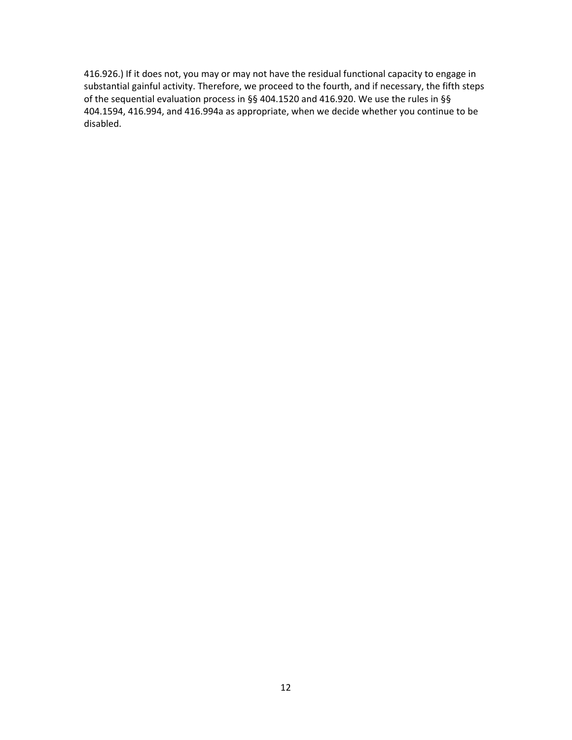416.926.) If it does not, you may or may not have the residual functional capacity to engage in substantial gainful activity. Therefore, we proceed to the fourth, and if necessary, the fifth steps of the sequential evaluation process in §§ 404.1520 and 416.920. We use the rules in §§ 404.1594, 416.994, and 416.994a as appropriate, when we decide whether you continue to be disabled.